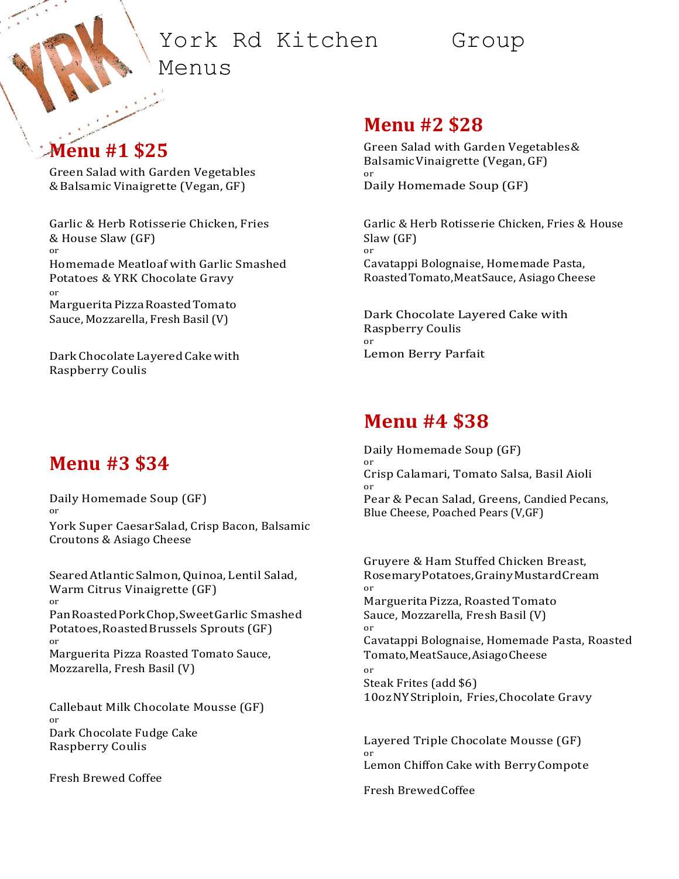# York Rd Kitchen Group Menus

## Menu #1 $25

Green Salad with Garden Vegetables & Balsamic Vinaigrette (Vegan, GF)

Garlic & Herb Rotisserie Chicken, Fries & House Slaw (GF)
or
Homemade Meatloaf with Garlic Smashed Potatoes & YRK Chocolate Gravy
or
Marguerita Pizza Roasted Tomato Sauce, Mozzarella, Fresh Basil (V)

Dark Chocolate Layered Cake with Raspberry Coulis

## Menu #2 $28

Green Salad with Garden Vegetables & Balsamic Vinaigrette (Vegan, GF)
or
Daily Homemade Soup (GF)

Garlic & Herb Rotisserie Chicken, Fries & House Slaw (GF)
or
Cavatappi Bolognaise, Homemade Pasta, Roasted Tomato, Meat Sauce, Asiago Cheese

Dark Chocolate Layered Cake with Raspberry Coulis
or
Lemon Berry Parfait

## Menu #3 $34

Daily Homemade Soup (GF)
or
York Super Caesar Salad, Crisp Bacon, Balsamic Croutons & Asiago Cheese

Seared Atlantic Salmon, Quinoa, Lentil Salad, Warm Citrus Vinaigrette (GF)
or
Pan Roasted Pork Chop, Sweet Garlic Smashed Potatoes, Roasted Brussels Sprouts (GF)
or
Marguerita Pizza Roasted Tomato Sauce, Mozzarella, Fresh Basil (V)

Callebaut Milk Chocolate Mousse (GF)
or
Dark Chocolate Fudge Cake Raspberry Coulis

Fresh Brewed Coffee

## Menu #4 $38

Daily Homemade Soup (GF)
or
Crisp Calamari, Tomato Salsa, Basil Aioli
or
Pear & Pecan Salad, Greens, Candied Pecans, Blue Cheese, Poached Pears (V,GF)

Gruyere & Ham Stuffed Chicken Breast, Rosemary Potatoes, Grainy Mustard Cream
or
Marguerita Pizza, Roasted Tomato Sauce, Mozzarella, Fresh Basil (V)
or
Cavatappi Bolognaise, Homemade Pasta, Roasted Tomato, Meat Sauce, Asiago Cheese
or
Steak Frites (add $6)
10oz NY Striploin, Fries, Chocolate Gravy

Layered Triple Chocolate Mousse (GF)
or
Lemon Chiffon Cake with Berry Compote

Fresh Brewed Coffee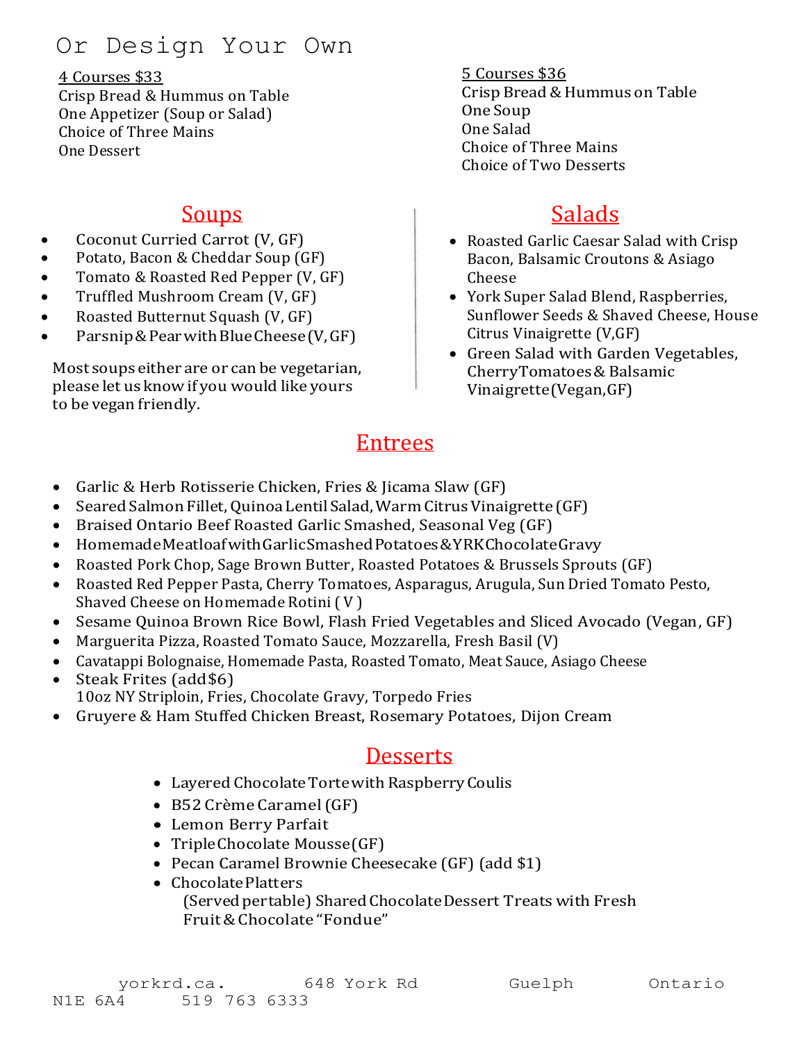# Or Design Your Own

**4 Courses $33**
Crisp Bread & Hummus on Table
One Appetizer (Soup or Salad)
Choice of Three Mains
One Dessert

**5 Courses $36**
Crisp Bread & Hummus on Table
One Soup
One Salad
Choice of Three Mains
Choice of Two Desserts

## Soups

- Coconut Curried Carrot (V, GF)
- Potato, Bacon & Cheddar Soup (GF)
- Tomato & Roasted Red Pepper (V, GF)
- Truffled Mushroom Cream (V, GF)
- Roasted Butternut Squash (V, GF)
- Parsnip & Pear with Blue Cheese (V, GF)

Most soups either are or can be vegetarian, please let us know if you would like yours to be vegan friendly.

## Salads

- Roasted Garlic Caesar Salad with Crisp Bacon, Balsamic Croutons & Asiago Cheese
- York Super Salad Blend, Raspberries, Sunflower Seeds & Shaved Cheese, House Citrus Vinaigrette (V,GF)
- Green Salad with Garden Vegetables, Cherry Tomatoes & Balsamic Vinaigrette (Vegan,GF)

## Entrees

- Garlic & Herb Rotisserie Chicken, Fries & Jicama Slaw (GF)
- Seared Salmon Fillet, Quinoa Lentil Salad, Warm Citrus Vinaigrette (GF)
- Braised Ontario Beef Roasted Garlic Smashed, Seasonal Veg (GF)
- Homemade Meatloaf with Garlic Smashed Potatoes & YRK Chocolate Gravy
- Roasted Pork Chop, Sage Brown Butter, Roasted Potatoes & Brussels Sprouts (GF)
- Roasted Red Pepper Pasta, Cherry Tomatoes, Asparagus, Arugula, Sun Dried Tomato Pesto, Shaved Cheese on Homemade Rotini ( V )
- Sesame Quinoa Brown Rice Bowl, Flash Fried Vegetables and Sliced Avocado (Vegan, GF)
- Marguerita Pizza, Roasted Tomato Sauce, Mozzarella, Fresh Basil (V)
- Cavatappi Bolognaise, Homemade Pasta, Roasted Tomato, Meat Sauce, Asiago Cheese
- Steak Frites (add $6)
  10oz NY Striploin, Fries, Chocolate Gravy, Torpedo Fries
- Gruyere & Ham Stuffed Chicken Breast, Rosemary Potatoes, Dijon Cream

## Desserts

- Layered Chocolate Torte with Raspberry Coulis
- B52 Crème Caramel (GF)
- Lemon Berry Parfait
- Triple Chocolate Mousse (GF)
- Pecan Caramel Brownie Cheesecake (GF) (add $1)
- Chocolate Platters
  (Served per table) Shared Chocolate Dessert Treats with Fresh Fruit & Chocolate "Fondue"

yorkrd.ca. 648 York Rd Guelph Ontario N1E 6A4 519 763 6333